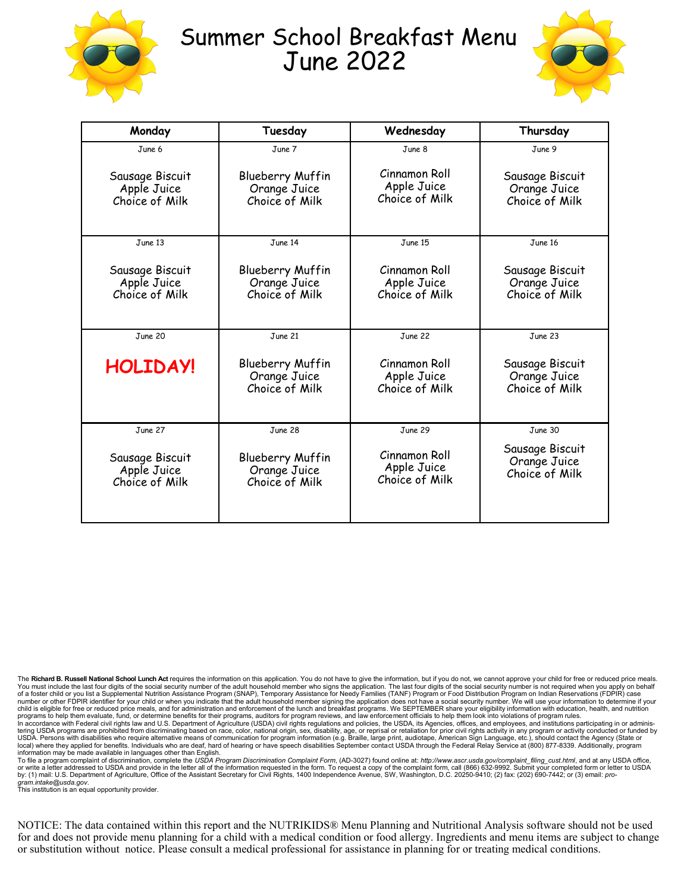# Summer School Breakfast Menu
# June 2022

| Monday | Tuesday | Wednesday | Thursday |
|---|---|---|---|
| June 6<br><br>Sausage Biscuit<br>Apple Juice<br>Choice of Milk | June 7<br><br>Blueberry Muffin<br>Orange Juice<br>Choice of Milk | June 8<br><br>Cinnamon Roll<br>Apple Juice<br>Choice of Milk | June 9<br><br>Sausage Biscuit<br>Orange Juice<br>Choice of Milk |
| June 13<br><br>Sausage Biscuit<br>Apple Juice<br>Choice of Milk | June 14<br><br>Blueberry Muffin<br>Orange Juice<br>Choice of Milk | June 15<br><br>Cinnamon Roll<br>Apple Juice<br>Choice of Milk | June 16<br><br>Sausage Biscuit<br>Orange Juice<br>Choice of Milk |
| June 20<br><br>**HOLIDAY!** | June 21<br><br>Blueberry Muffin<br>Orange Juice<br>Choice of Milk | June 22<br><br>Cinnamon Roll<br>Apple Juice<br>Choice of Milk | June 23<br><br>Sausage Biscuit<br>Orange Juice<br>Choice of Milk |
| June 27<br><br>Sausage Biscuit<br>Apple Juice<br>Choice of Milk | June 28<br><br>Blueberry Muffin<br>Orange Juice<br>Choice of Milk | June 29<br><br>Cinnamon Roll<br>Apple Juice<br>Choice of Milk | June 30<br><br>Sausage Biscuit<br>Orange Juice<br>Choice of Milk |

The **Richard B. Russell National School Lunch Act** requires the information on this application. You do not have to give the information, but if you do not, we cannot approve your child for free or reduced price meals. You must include the last four digits of the social security number of the adult household member who signs the application. The last four digits of the social security number is not required when you apply on behalf of a foster child or you list a Supplemental Nutrition Assistance Program (SNAP), Temporary Assistance for Needy Families (TANF) Program or Food Distribution Program on Indian Reservations (FDPIR) case number or other FDPIR identifier for your child or when you indicate that the adult household member signing the application does not have a social security number. We will use your information to determine if your child is eligible for free or reduced price meals, and for administration and enforcement of the lunch and breakfast programs. We SEPTEMBER share your eligibility information with education, health, and nutrition programs to help them evaluate, fund, or determine benefits for their programs, auditors for program reviews, and law enforcement officials to help them look into violations of program rules.
In accordance with Federal civil rights law and U.S. Department of Agriculture (USDA) civil rights regulations and policies, the USDA, its Agencies, offices, and employees, and institutions participating in or administering USDA programs are prohibited from discriminating based on race, color, national origin, sex, disability, age, or reprisal or retaliation for prior civil rights activity in any program or activity conducted or funded by USDA. Persons with disabilities who require alternative means of communication for program information (e.g. Braille, large print, audiotape, American Sign Language, etc.), should contact the Agency (State or local) where they applied for benefits. Individuals who are deaf, hard of hearing or have speech disabilities September contact USDA through the Federal Relay Service at (800) 877-8339. Additionally, program information may be made available in languages other than English.
To file a program complaint of discrimination, complete the *USDA Program Discrimination Complaint Form*, (AD-3027) found online at: *http://www.ascr.usda.gov/complaint_filing_cust.html*, and at any USDA office, or write a letter addressed to USDA and provide in the letter all of the information requested in the form. To request a copy of the complaint form, call (866) 632-9992. Submit your completed form or letter to USDA by: (1) mail: U.S. Department of Agriculture, Office of the Assistant Secretary for Civil Rights, 1400 Independence Avenue, SW, Washington, D.C. 20250-9410; (2) fax: (202) 690-7442; or (3) email: *program.intake@usda.gov*.
This institution is an equal opportunity provider.

NOTICE: The data contained within this report and the NUTRIKIDS® Menu Planning and Nutritional Analysis software should not be used for and does not provide menu planning for a child with a medical condition or food allergy. Ingredients and menu items are subject to change or substitution without notice. Please consult a medical professional for assistance in planning for or treating medical conditions.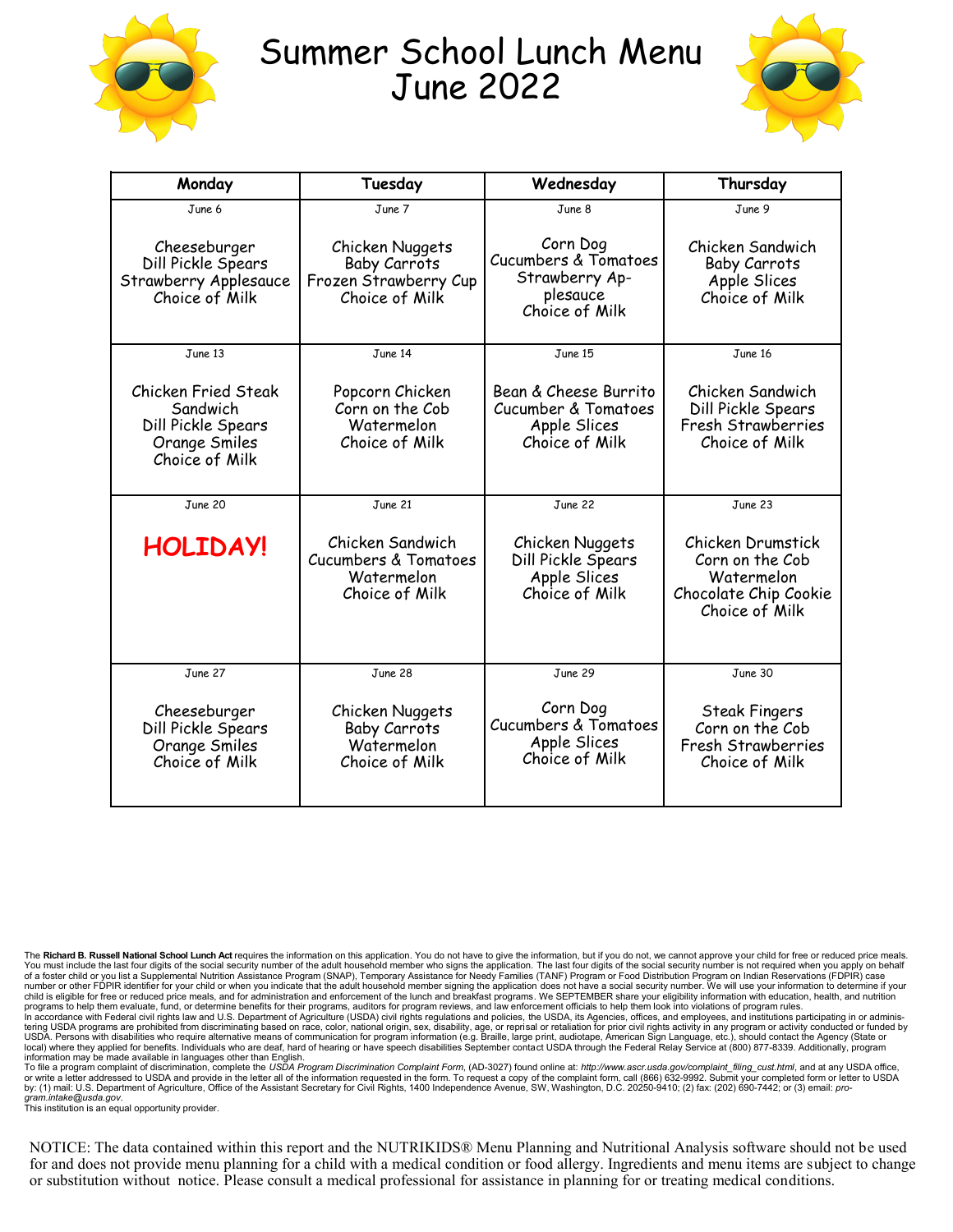# Summer School Lunch Menu
# June 2022

| Monday | Tuesday | Wednesday | Thursday |
|---|---|---|---|
| June 6<br><br>Cheeseburger<br>Dill Pickle Spears<br>Strawberry Applesauce<br>Choice of Milk | June 7<br><br>Chicken Nuggets<br>Baby Carrots<br>Frozen Strawberry Cup<br>Choice of Milk | June 8<br><br>Corn Dog<br>Cucumbers & Tomatoes<br>Strawberry Ap-plesauce<br>Choice of Milk | June 9<br><br>Chicken Sandwich<br>Baby Carrots<br>Apple Slices<br>Choice of Milk |
| June 13<br><br>Chicken Fried Steak Sandwich<br>Dill Pickle Spears<br>Orange Smiles<br>Choice of Milk | June 14<br><br>Popcorn Chicken<br>Corn on the Cob<br>Watermelon<br>Choice of Milk | June 15<br><br>Bean & Cheese Burrito<br>Cucumber & Tomatoes<br>Apple Slices<br>Choice of Milk | June 16<br><br>Chicken Sandwich<br>Dill Pickle Spears<br>Fresh Strawberries<br>Choice of Milk |
| June 20<br><br>**HOLIDAY!** | June 21<br><br>Chicken Sandwich<br>Cucumbers & Tomatoes<br>Watermelon<br>Choice of Milk | June 22<br><br>Chicken Nuggets<br>Dill Pickle Spears<br>Apple Slices<br>Choice of Milk | June 23<br><br>Chicken Drumstick<br>Corn on the Cob<br>Watermelon<br>Chocolate Chip Cookie<br>Choice of Milk |
| June 27<br><br>Cheeseburger<br>Dill Pickle Spears<br>Orange Smiles<br>Choice of Milk | June 28<br><br>Chicken Nuggets<br>Baby Carrots<br>Watermelon<br>Choice of Milk | June 29<br><br>Corn Dog<br>Cucumbers & Tomatoes<br>Apple Slices<br>Choice of Milk | June 30<br><br>Steak Fingers<br>Corn on the Cob<br>Fresh Strawberries<br>Choice of Milk |

The **Richard B. Russell National School Lunch Act** requires the information on this application. You do not have to give the information, but if you do not, we cannot approve your child for free or reduced price meals. You must include the last four digits of the social security number of the adult household member who signs the application. The last four digits of the social security number is not required when you apply on behalf of a foster child or you list a Supplemental Nutrition Assistance Program (SNAP), Temporary Assistance for Needy Families (TANF) Program or Food Distribution Program on Indian Reservations (FDPIR) case number or other FDPIR identifier for your child or when you indicate that the adult household member signing the application does not have a social security number. We will use your information to determine if your child is eligible for free or reduced price meals, and for administration and enforcement of the lunch and breakfast programs. We SEPTEMBER share your eligibility information with education, health, and nutrition programs to help them evaluate, fund, or determine benefits for their programs, auditors for program reviews, and law enforcement officials to help them look into violations of program rules.
In accordance with Federal civil rights law and U.S. Department of Agriculture (USDA) civil rights regulations and policies, the USDA, its Agencies, offices, and employees, and institutions participating in or administering USDA programs are prohibited from discriminating based on race, color, national origin, sex, disability, age, or reprisal or retaliation for prior civil rights activity in any program or activity conducted or funded by USDA. Persons with disabilities who require alternative means of communication for program information (e.g. Braille, large print, audiotape, American Sign Language, etc.), should contact the Agency (State or local) where they applied for benefits. Individuals who are deaf, hard of hearing or have speech disabilities September contact USDA through the Federal Relay Service at (800) 877-8339. Additionally, program information may be made available in languages other than English.
To file a program complaint of discrimination, complete the *USDA Program Discrimination Complaint Form*, (AD-3027) found online at: *http://www.ascr.usda.gov/complaint_filing_cust.html*, and at any USDA office, or write a letter addressed to USDA and provide in the letter all of the information requested in the form. To request a copy of the complaint form, call (866) 632-9992. Submit your completed form or letter to USDA by: (1) mail: U.S. Department of Agriculture, Office of the Assistant Secretary for Civil Rights, 1400 Independence Avenue, SW, Washington, D.C. 20250-9410; (2) fax: (202) 690-7442; or (3) email: *program.intake@usda.gov*.
This institution is an equal opportunity provider.

NOTICE: The data contained within this report and the NUTRIKIDS® Menu Planning and Nutritional Analysis software should not be used for and does not provide menu planning for a child with a medical condition or food allergy. Ingredients and menu items are subject to change or substitution without notice. Please consult a medical professional for assistance in planning for or treating medical conditions.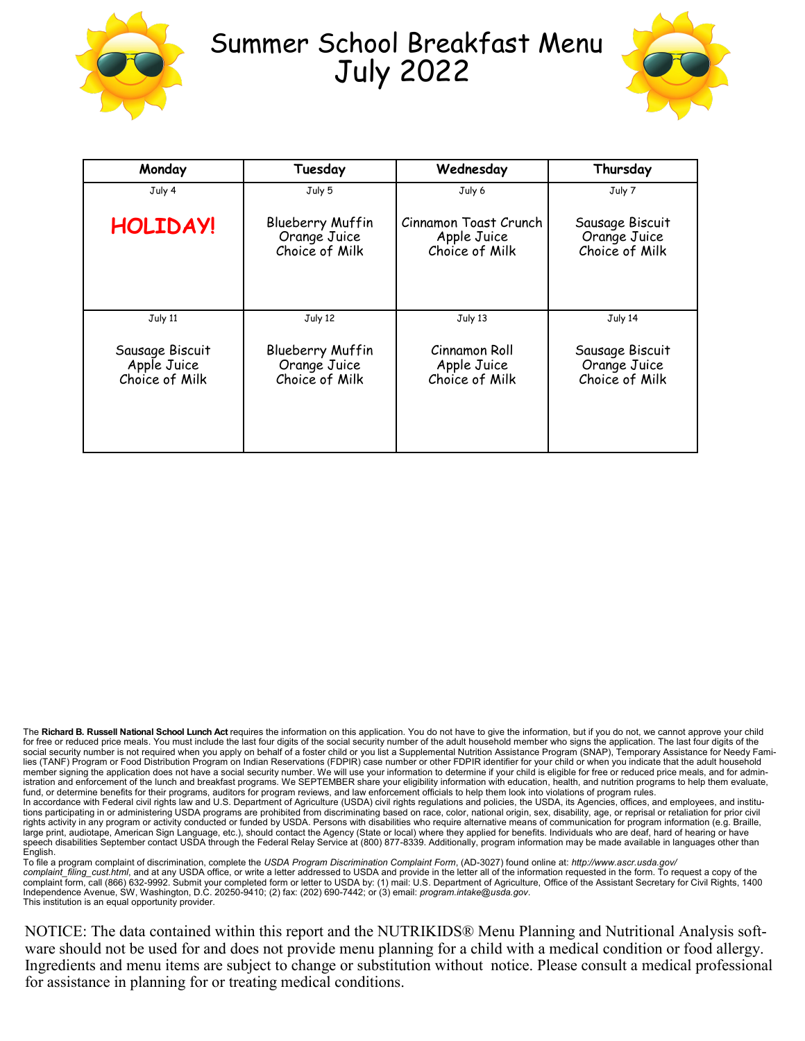# Summer School Breakfast Menu
# July 2022

| Monday | Tuesday | Wednesday | Thursday |
|---|---|---|---|
| July 4<br><br>**HOLIDAY!** | July 5<br><br>Blueberry Muffin<br>Orange Juice<br>Choice of Milk | July 6<br><br>Cinnamon Toast Crunch<br>Apple Juice<br>Choice of Milk | July 7<br><br>Sausage Biscuit<br>Orange Juice<br>Choice of Milk |
| July 11<br><br>Sausage Biscuit<br>Apple Juice<br>Choice of Milk | July 12<br><br>Blueberry Muffin<br>Orange Juice<br>Choice of Milk | July 13<br><br>Cinnamon Roll<br>Apple Juice<br>Choice of Milk | July 14<br><br>Sausage Biscuit<br>Orange Juice<br>Choice of Milk |

The **Richard B. Russell National School Lunch Act** requires the information on this application. You do not have to give the information, but if you do not, we cannot approve your child for free or reduced price meals. You must include the last four digits of the social security number of the adult household member who signs the application. The last four digits of the social security number is not required when you apply on behalf of a foster child or you list a Supplemental Nutrition Assistance Program (SNAP), Temporary Assistance for Needy Families (TANF) Program or Food Distribution Program on Indian Reservations (FDPIR) case number or other FDPIR identifier for your child or when you indicate that the adult household member signing the application does not have a social security number. We will use your information to determine if your child is eligible for free or reduced price meals, and for administration and enforcement of the lunch and breakfast programs. We SEPTEMBER share your eligibility information with education, health, and nutrition programs to help them evaluate, fund, or determine benefits for their programs, auditors for program reviews, and law enforcement officials to help them look into violations of program rules.
In accordance with Federal civil rights law and U.S. Department of Agriculture (USDA) civil rights regulations and policies, the USDA, its Agencies, offices, and employees, and institutions participating in or administering USDA programs are prohibited from discriminating based on race, color, national origin, sex, disability, age, or reprisal or retaliation for prior civil rights activity in any program or activity conducted or funded by USDA. Persons with disabilities who require alternative means of communication for program information (e.g. Braille, large print, audiotape, American Sign Language, etc.), should contact the Agency (State or local) where they applied for benefits. Individuals who are deaf, hard of hearing or have speech disabilities September contact USDA through the Federal Relay Service at (800) 877-8339. Additionally, program information may be made available in languages other than English.
To file a program complaint of discrimination, complete the *USDA Program Discrimination Complaint Form*, (AD-3027) found online at: *http://www.ascr.usda.gov/complaint_filing_cust.html*, and at any USDA office, or write a letter addressed to USDA and provide in the letter all of the information requested in the form. To request a copy of the complaint form, call (866) 632-9992. Submit your completed form or letter to USDA by: (1) mail: U.S. Department of Agriculture, Office of the Assistant Secretary for Civil Rights, 1400 Independence Avenue, SW, Washington, D.C. 20250-9410; (2) fax: (202) 690-7442; or (3) email: *program.intake@usda.gov*.
This institution is an equal opportunity provider.

NOTICE: The data contained within this report and the NUTRIKIDS® Menu Planning and Nutritional Analysis software should not be used for and does not provide menu planning for a child with a medical condition or food allergy. Ingredients and menu items are subject to change or substitution without notice. Please consult a medical professional for assistance in planning for or treating medical conditions.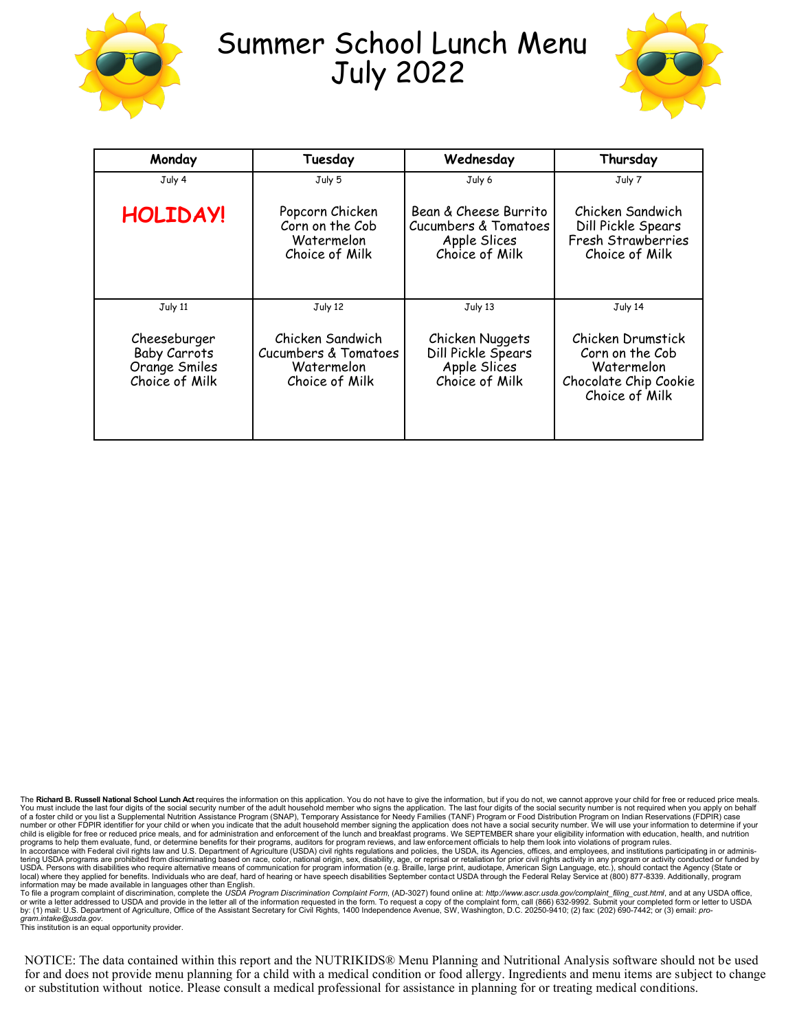# Summer School Lunch Menu
# July 2022

| Monday | Tuesday | Wednesday | Thursday |
|---|---|---|---|
| July 4<br><br>**HOLIDAY!** | July 5<br><br>Popcorn Chicken<br>Corn on the Cob<br>Watermelon<br>Choice of Milk | July 6<br><br>Bean & Cheese Burrito<br>Cucumbers & Tomatoes<br>Apple Slices<br>Choice of Milk | July 7<br><br>Chicken Sandwich<br>Dill Pickle Spears<br>Fresh Strawberries<br>Choice of Milk |
| July 11<br><br>Cheeseburger<br>Baby Carrots<br>Orange Smiles<br>Choice of Milk | July 12<br><br>Chicken Sandwich<br>Cucumbers & Tomatoes<br>Watermelon<br>Choice of Milk | July 13<br><br>Chicken Nuggets<br>Dill Pickle Spears<br>Apple Slices<br>Choice of Milk | July 14<br><br>Chicken Drumstick<br>Corn on the Cob<br>Watermelon<br>Chocolate Chip Cookie<br>Choice of Milk |

The **Richard B. Russell National School Lunch Act** requires the information on this application. You do not have to give the information, but if you do not, we cannot approve your child for free or reduced price meals. You must include the last four digits of the social security number of the adult household member who signs the application. The last four digits of the social security number is not required when you apply on behalf of a foster child or you list a Supplemental Nutrition Assistance Program (SNAP), Temporary Assistance for Needy Families (TANF) Program or Food Distribution Program on Indian Reservations (FDPIR) case number or other FDPIR identifier for your child or when you indicate that the adult household member signing the application does not have a social security number. We will use your information to determine if your child is eligible for free or reduced price meals, and for administration and enforcement of the lunch and breakfast programs. We SEPTEMBER share your eligibility information with education, health, and nutrition programs to help them evaluate, fund, or determine benefits for their programs, auditors for program reviews, and law enforcement officials to help them look into violations of program rules.
In accordance with Federal civil rights law and U.S. Department of Agriculture (USDA) civil rights regulations and policies, the USDA, its Agencies, offices, and employees, and institutions participating in or administering USDA programs are prohibited from discriminating based on race, color, national origin, sex, disability, age, or reprisal or retaliation for prior civil rights activity in any program or activity conducted or funded by USDA. Persons with disabilities who require alternative means of communication for program information (e.g. Braille, large print, audiotape, American Sign Language, etc.), should contact the Agency (State or local) where they applied for benefits. Individuals who are deaf, hard of hearing or have speech disabilities September contact USDA through the Federal Relay Service at (800) 877-8339. Additionally, program information may be made available in languages other than English.
To file a program complaint of discrimination, complete the *USDA Program Discrimination Complaint Form*, (AD-3027) found online at: *http://www.ascr.usda.gov/complaint_filing_cust.html*, and at any USDA office, or write a letter addressed to USDA and provide in the letter all of the information requested in the form. To request a copy of the complaint form, call (866) 632-9992. Submit your completed form or letter to USDA by: (1) mail: U.S. Department of Agriculture, Office of the Assistant Secretary for Civil Rights, 1400 Independence Avenue, SW, Washington, D.C. 20250-9410; (2) fax: (202) 690-7442; or (3) email: *program.intake@usda.gov*.
This institution is an equal opportunity provider.

NOTICE: The data contained within this report and the NUTRIKIDS® Menu Planning and Nutritional Analysis software should not be used for and does not provide menu planning for a child with a medical condition or food allergy. Ingredients and menu items are subject to change or substitution without notice. Please consult a medical professional for assistance in planning for or treating medical conditions.